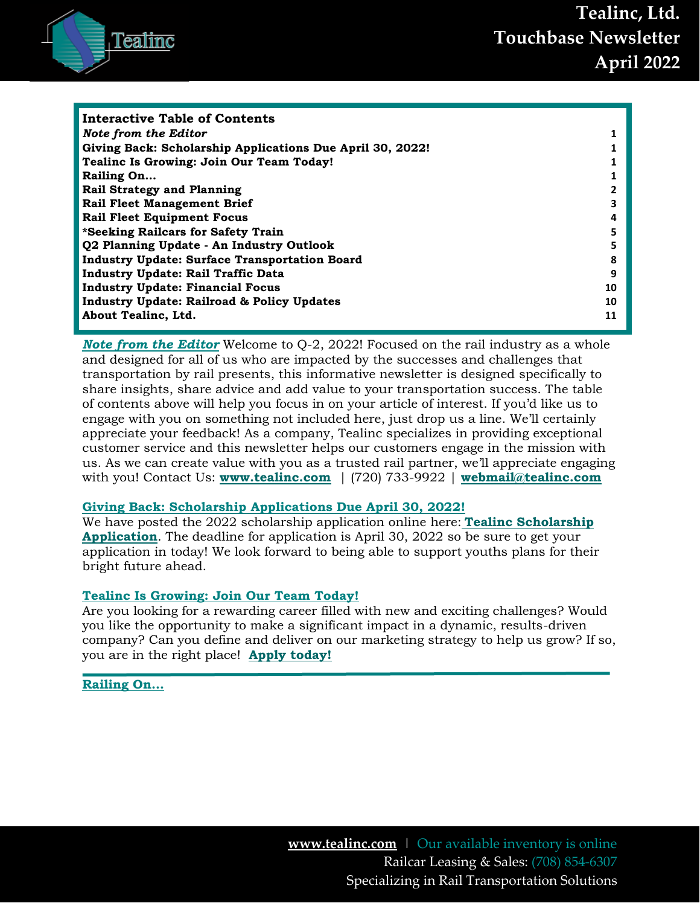# Tealinc, Ltd.
# Touchbase Newsletter
# April 2022

**Interactive Table of Contents**

| | |
|---|---|
| ***Note from the Editor*** | 1 |
| **Giving Back: Scholarship Applications Due April 30, 2022!** | 1 |
| **Tealinc Is Growing: Join Our Team Today!** | 1 |
| **Railing On…** | 1 |
| **Rail Strategy and Planning** | 2 |
| **Rail Fleet Management Brief** | 3 |
| **Rail Fleet Equipment Focus** | 4 |
| ***Seeking Railcars for Safety Train** | 5 |
| **Q2 Planning Update - An Industry Outlook** | 5 |
| **Industry Update: Surface Transportation Board** | 8 |
| **Industry Update: Rail Traffic Data** | 9 |
| **Industry Update: Financial Focus** | 10 |
| **Industry Update: Railroad & Policy Updates** | 10 |
| **About Tealinc, Ltd.** | 11 |

***Note from the Editor*** Welcome to Q-2, 2022! Focused on the rail industry as a whole and designed for all of us who are impacted by the successes and challenges that transportation by rail presents, this informative newsletter is designed specifically to share insights, share advice and add value to your transportation success. The table of contents above will help you focus in on your article of interest. If you'd like us to engage with you on something not included here, just drop us a line. We'll certainly appreciate your feedback! As a company, Tealinc specializes in providing exceptional customer service and this newsletter helps our customers engage in the mission with us. As we can create value with you as a trusted rail partner, we'll appreciate engaging with you! Contact Us: **www.tealinc.com** | (720) 733-9922 | **webmail@tealinc.com**

## Giving Back: Scholarship Applications Due April 30, 2022!

We have posted the 2022 scholarship application online here: **Tealinc Scholarship Application**. The deadline for application is April 30, 2022 so be sure to get your application in today! We look forward to being able to support youths plans for their bright future ahead.

## Tealinc Is Growing: Join Our Team Today!

Are you looking for a rewarding career filled with new and exciting challenges? Would you like the opportunity to make a significant impact in a dynamic, results-driven company? Can you define and deliver on our marketing strategy to help us grow? If so, you are in the right place! **Apply today!**

## Railing On…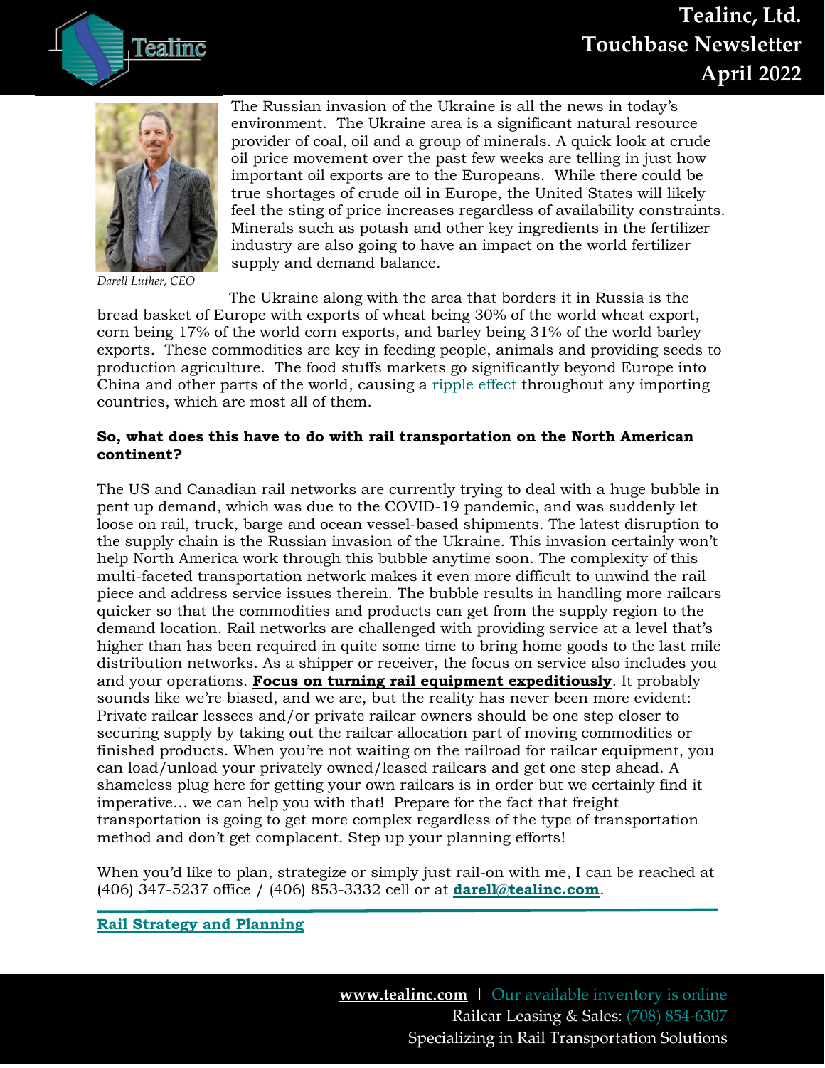# Tealinc, Ltd. Touchbase Newsletter April 2022

The Russian invasion of the Ukraine is all the news in today's environment. The Ukraine area is a significant natural resource provider of coal, oil and a group of minerals. A quick look at crude oil price movement over the past few weeks are telling in just how important oil exports are to the Europeans. While there could be true shortages of crude oil in Europe, the United States will likely feel the sting of price increases regardless of availability constraints. Minerals such as potash and other key ingredients in the fertilizer industry are also going to have an impact on the world fertilizer supply and demand balance.

*Darell Luther, CEO*

The Ukraine along with the area that borders it in Russia is the bread basket of Europe with exports of wheat being 30% of the world wheat export, corn being 17% of the world corn exports, and barley being 31% of the world barley exports. These commodities are key in feeding people, animals and providing seeds to production agriculture. The food stuffs markets go significantly beyond Europe into China and other parts of the world, causing a ripple effect throughout any importing countries, which are most all of them.

**So, what does this have to do with rail transportation on the North American continent?**

The US and Canadian rail networks are currently trying to deal with a huge bubble in pent up demand, which was due to the COVID-19 pandemic, and was suddenly let loose on rail, truck, barge and ocean vessel-based shipments. The latest disruption to the supply chain is the Russian invasion of the Ukraine. This invasion certainly won't help North America work through this bubble anytime soon. The complexity of this multi-faceted transportation network makes it even more difficult to unwind the rail piece and address service issues therein. The bubble results in handling more railcars quicker so that the commodities and products can get from the supply region to the demand location. Rail networks are challenged with providing service at a level that's higher than has been required in quite some time to bring home goods to the last mile distribution networks. As a shipper or receiver, the focus on service also includes you and your operations. **Focus on turning rail equipment expeditiously**. It probably sounds like we're biased, and we are, but the reality has never been more evident: Private railcar lessees and/or private railcar owners should be one step closer to securing supply by taking out the railcar allocation part of moving commodities or finished products. When you're not waiting on the railroad for railcar equipment, you can load/unload your privately owned/leased railcars and get one step ahead. A shameless plug here for getting your own railcars is in order but we certainly find it imperative… we can help you with that! Prepare for the fact that freight transportation is going to get more complex regardless of the type of transportation method and don't get complacent. Step up your planning efforts!

When you'd like to plan, strategize or simply just rail-on with me, I can be reached at (406) 347-5237 office / (406) 853-3332 cell or at **darell@tealinc.com**.

**Rail Strategy and Planning**

**www.tealinc.com** | Our available inventory is online
Railcar Leasing & Sales: (708) 854-6307
Specializing in Rail Transportation Solutions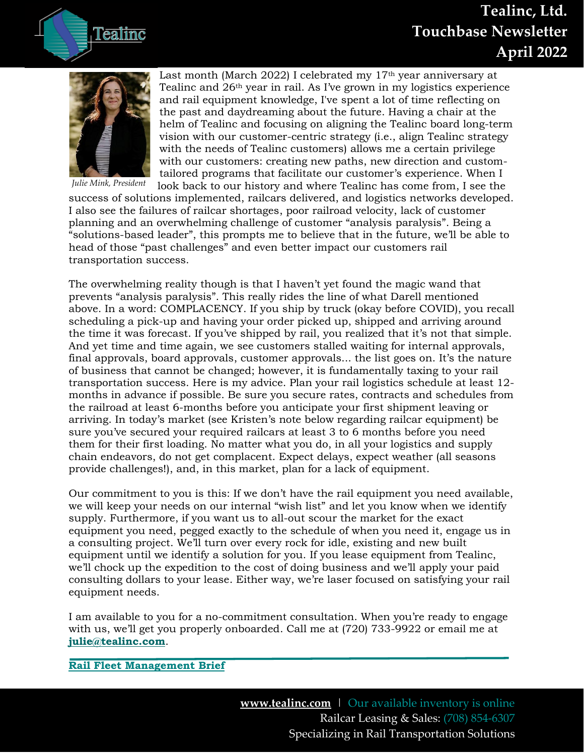Last month (March 2022) I celebrated my 17th year anniversary at Tealinc and 26th year in rail. As I've grown in my logistics experience and rail equipment knowledge, I've spent a lot of time reflecting on the past and daydreaming about the future. Having a chair at the helm of Tealinc and focusing on aligning the Tealinc board long-term vision with our customer-centric strategy (i.e., align Tealinc strategy with the needs of Tealinc customers) allows me a certain privilege with our customers: creating new paths, new direction and custom-tailored programs that facilitate our customer's experience. When I look back to our history and where Tealinc has come from, I see the success of solutions implemented, railcars delivered, and logistics networks developed. I also see the failures of railcar shortages, poor railroad velocity, lack of customer planning and an overwhelming challenge of customer "analysis paralysis". Being a "solutions-based leader", this prompts me to believe that in the future, we'll be able to head of those "past challenges" and even better impact our customers rail transportation success.

*Julie Mink, President*

The overwhelming reality though is that I haven't yet found the magic wand that prevents "analysis paralysis". This really rides the line of what Darell mentioned above. In a word: COMPLACENCY. If you ship by truck (okay before COVID), you recall scheduling a pick-up and having your order picked up, shipped and arriving around the time it was forecast. If you've shipped by rail, you realized that it's not that simple. And yet time and time again, we see customers stalled waiting for internal approvals, final approvals, board approvals, customer approvals... the list goes on. It's the nature of business that cannot be changed; however, it is fundamentally taxing to your rail transportation success. Here is my advice. Plan your rail logistics schedule at least 12-months in advance if possible. Be sure you secure rates, contracts and schedules from the railroad at least 6-months before you anticipate your first shipment leaving or arriving. In today's market (see Kristen's note below regarding railcar equipment) be sure you've secured your required railcars at least 3 to 6 months before you need them for their first loading. No matter what you do, in all your logistics and supply chain endeavors, do not get complacent. Expect delays, expect weather (all seasons provide challenges!), and, in this market, plan for a lack of equipment.

Our commitment to you is this: If we don't have the rail equipment you need available, we will keep your needs on our internal "wish list" and let you know when we identify supply. Furthermore, if you want us to all-out scour the market for the exact equipment you need, pegged exactly to the schedule of when you need it, engage us in a consulting project. We'll turn over every rock for idle, existing and new built equipment until we identify a solution for you. If you lease equipment from Tealinc, we'll chock up the expedition to the cost of doing business and we'll apply your paid consulting dollars to your lease. Either way, we're laser focused on satisfying your rail equipment needs.

I am available to you for a no-commitment consultation. When you're ready to engage with us, we'll get you properly onboarded. Call me at (720) 733-9922 or email me at **julie@tealinc.com**.

## Rail Fleet Management Brief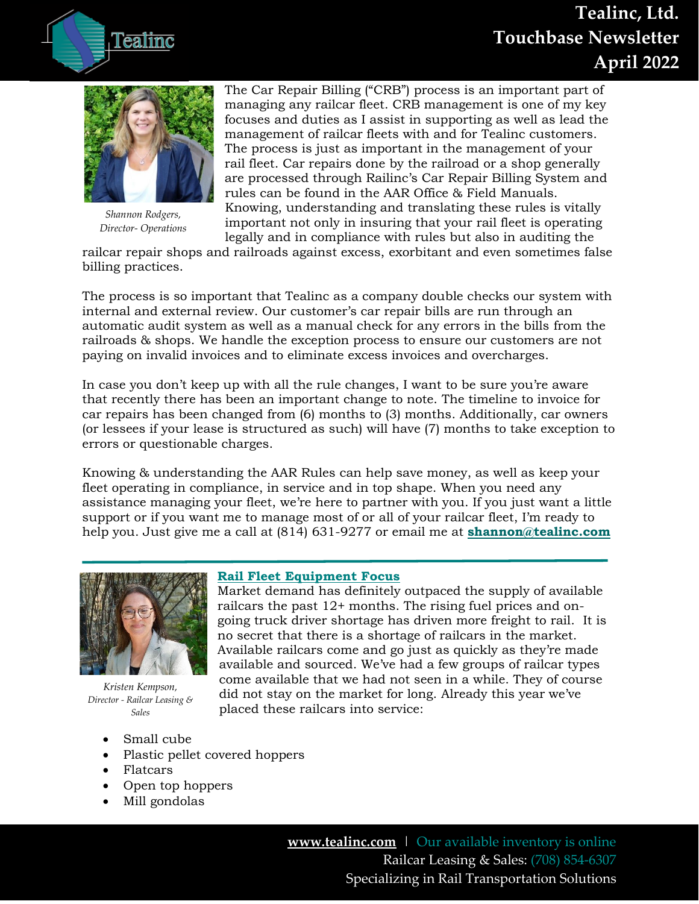# Tealinc, Ltd.
# Touchbase Newsletter
# April 2022

*Shannon Rodgers, Director- Operations*

The Car Repair Billing ("CRB") process is an important part of managing any railcar fleet. CRB management is one of my key focuses and duties as I assist in supporting as well as lead the management of railcar fleets with and for Tealinc customers. The process is just as important in the management of your rail fleet. Car repairs done by the railroad or a shop generally are processed through Railinc's Car Repair Billing System and rules can be found in the AAR Office & Field Manuals. Knowing, understanding and translating these rules is vitally important not only in insuring that your rail fleet is operating legally and in compliance with rules but also in auditing the railcar repair shops and railroads against excess, exorbitant and even sometimes false billing practices.

The process is so important that Tealinc as a company double checks our system with internal and external review. Our customer's car repair bills are run through an automatic audit system as well as a manual check for any errors in the bills from the railroads & shops. We handle the exception process to ensure our customers are not paying on invalid invoices and to eliminate excess invoices and overcharges.

In case you don't keep up with all the rule changes, I want to be sure you're aware that recently there has been an important change to note. The timeline to invoice for car repairs has been changed from (6) months to (3) months. Additionally, car owners (or lessees if your lease is structured as such) will have (7) months to take exception to errors or questionable charges.

Knowing & understanding the AAR Rules can help save money, as well as keep your fleet operating in compliance, in service and in top shape. When you need any assistance managing your fleet, we're here to partner with you. If you just want a little support or if you want me to manage most of or all of your railcar fleet, I'm ready to help you. Just give me a call at (814) 631-9277 or email me at **shannon@tealinc.com**

---

*Kristen Kempson, Director - Railcar Leasing & Sales*

## Rail Fleet Equipment Focus

Market demand has definitely outpaced the supply of available railcars the past 12+ months. The rising fuel prices and on-going truck driver shortage has driven more freight to rail. It is no secret that there is a shortage of railcars in the market. Available railcars come and go just as quickly as they're made available and sourced. We've had a few groups of railcar types come available that we had not seen in a while. They of course did not stay on the market for long. Already this year we've placed these railcars into service:

- Small cube
- Plastic pellet covered hoppers
- Flatcars
- Open top hoppers
- Mill gondolas

**www.tealinc.com** | Our available inventory is online
Railcar Leasing & Sales: (708) 854-6307
Specializing in Rail Transportation Solutions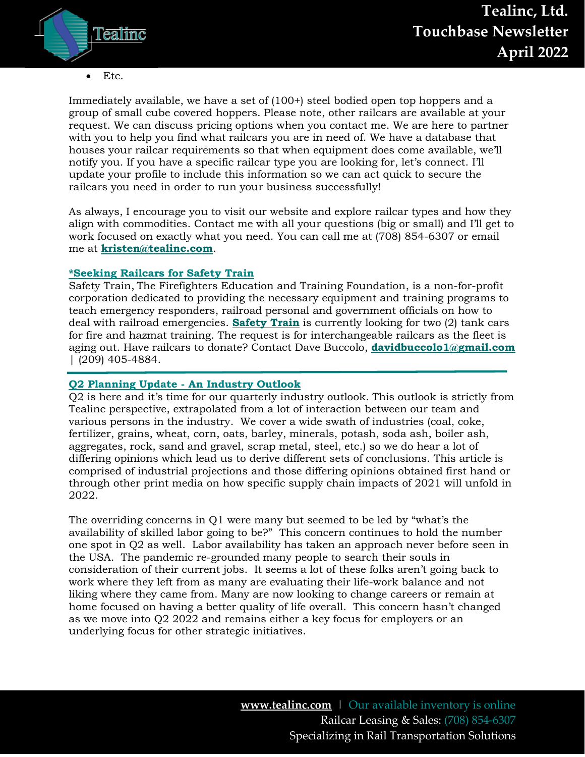- Etc.

Immediately available, we have a set of (100+) steel bodied open top hoppers and a group of small cube covered hoppers. Please note, other railcars are available at your request. We can discuss pricing options when you contact me. We are here to partner with you to help you find what railcars you are in need of. We have a database that houses your railcar requirements so that when equipment does come available, we'll notify you. If you have a specific railcar type you are looking for, let's connect. I'll update your profile to include this information so we can act quick to secure the railcars you need in order to run your business successfully!

As always, I encourage you to visit our website and explore railcar types and how they align with commodities. Contact me with all your questions (big or small) and I'll get to work focused on exactly what you need. You can call me at (708) 854-6307 or email me at **kristen@tealinc.com**.

### *Seeking Railcars for Safety Train

Safety Train, The Firefighters Education and Training Foundation, is a non-for-profit corporation dedicated to providing the necessary equipment and training programs to teach emergency responders, railroad personal and government officials on how to deal with railroad emergencies. **Safety Train** is currently looking for two (2) tank cars for fire and hazmat training. The request is for interchangeable railcars as the fleet is aging out. Have railcars to donate? Contact Dave Buccolo, **davidbuccolo1@gmail.com** | (209) 405-4884.

---

### Q2 Planning Update - An Industry Outlook

Q2 is here and it's time for our quarterly industry outlook. This outlook is strictly from Tealinc perspective, extrapolated from a lot of interaction between our team and various persons in the industry. We cover a wide swath of industries (coal, coke, fertilizer, grains, wheat, corn, oats, barley, minerals, potash, soda ash, boiler ash, aggregates, rock, sand and gravel, scrap metal, steel, etc.) so we do hear a lot of differing opinions which lead us to derive different sets of conclusions. This article is comprised of industrial projections and those differing opinions obtained first hand or through other print media on how specific supply chain impacts of 2021 will unfold in 2022.

The overriding concerns in Q1 were many but seemed to be led by "what's the availability of skilled labor going to be?" This concern continues to hold the number one spot in Q2 as well. Labor availability has taken an approach never before seen in the USA. The pandemic re-grounded many people to search their souls in consideration of their current jobs. It seems a lot of these folks aren't going back to work where they left from as many are evaluating their life-work balance and not liking where they came from. Many are now looking to change careers or remain at home focused on having a better quality of life overall. This concern hasn't changed as we move into Q2 2022 and remains either a key focus for employers or an underlying focus for other strategic initiatives.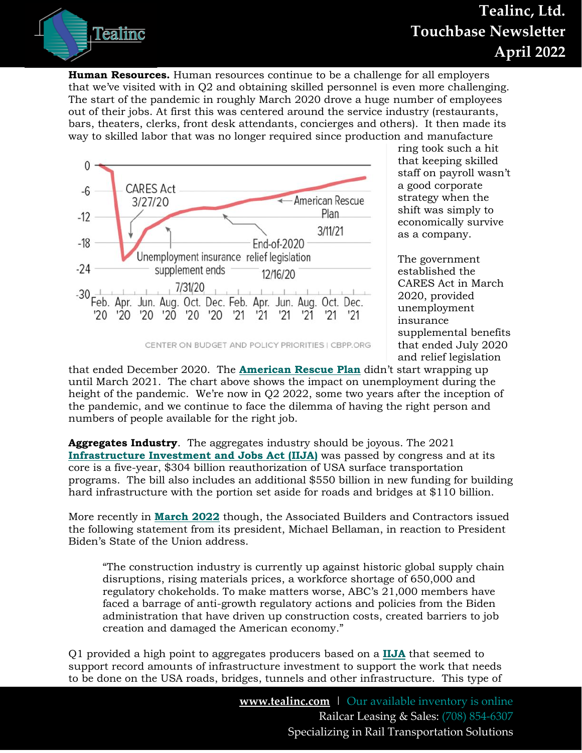**Human Resources.** Human resources continue to be a challenge for all employers that we've visited with in Q2 and obtaining skilled personnel is even more challenging. The start of the pandemic in roughly March 2020 drove a huge number of employees out of their jobs. At first this was centered around the service industry (restaurants, bars, theaters, clerks, front desk attendants, concierges and others). It then made its way to skilled labor that was no longer required since production and manufacturing took such a hit that keeping skilled staff on payroll wasn't a good corporate strategy when the shift was simply to economically survive as a company.

The government established the CARES Act in March 2020, provided unemployment insurance supplemental benefits that ended July 2020 and relief legislation that ended December 2020. The **American Rescue Plan** didn't start wrapping up until March 2021. The chart above shows the impact on unemployment during the height of the pandemic. We're now in Q2 2022, some two years after the inception of the pandemic, and we continue to face the dilemma of having the right person and numbers of people available for the right job.

**Aggregates Industry**. The aggregates industry should be joyous. The 2021 **Infrastructure Investment and Jobs Act (IIJA)** was passed by congress and at its core is a five-year, $304 billion reauthorization of USA surface transportation programs. The bill also includes an additional $550 billion in new funding for building hard infrastructure with the portion set aside for roads and bridges at $110 billion.

More recently in **March 2022** though, the Associated Builders and Contractors issued the following statement from its president, Michael Bellaman, in reaction to President Biden's State of the Union address.

> "The construction industry is currently up against historic global supply chain disruptions, rising materials prices, a workforce shortage of 650,000 and regulatory chokeholds. To make matters worse, ABC's 21,000 members have faced a barrage of anti-growth regulatory actions and policies from the Biden administration that have driven up construction costs, created barriers to job creation and damaged the American economy."

Q1 provided a high point to aggregates producers based on a **IIJA** that seemed to support record amounts of infrastructure investment to support the work that needs to be done on the USA roads, bridges, tunnels and other infrastructure. This type of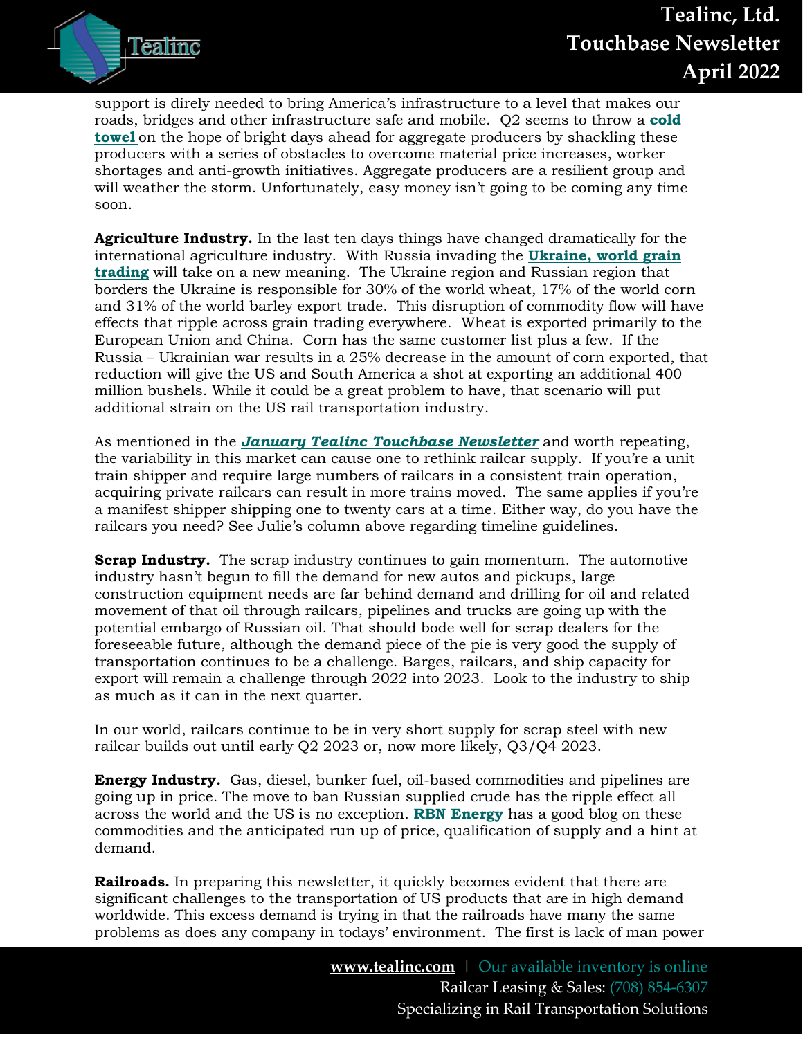support is direly needed to bring America's infrastructure to a level that makes our roads, bridges and other infrastructure safe and mobile. Q2 seems to throw a **cold towel** on the hope of bright days ahead for aggregate producers by shackling these producers with a series of obstacles to overcome material price increases, worker shortages and anti-growth initiatives. Aggregate producers are a resilient group and will weather the storm. Unfortunately, easy money isn't going to be coming any time soon.

**Agriculture Industry.** In the last ten days things have changed dramatically for the international agriculture industry. With Russia invading the **Ukraine, world grain trading** will take on a new meaning. The Ukraine region and Russian region that borders the Ukraine is responsible for 30% of the world wheat, 17% of the world corn and 31% of the world barley export trade. This disruption of commodity flow will have effects that ripple across grain trading everywhere. Wheat is exported primarily to the European Union and China. Corn has the same customer list plus a few. If the Russia – Ukrainian war results in a 25% decrease in the amount of corn exported, that reduction will give the US and South America a shot at exporting an additional 400 million bushels. While it could be a great problem to have, that scenario will put additional strain on the US rail transportation industry.

As mentioned in the ***January Tealinc Touchbase Newsletter*** and worth repeating, the variability in this market can cause one to rethink railcar supply. If you're a unit train shipper and require large numbers of railcars in a consistent train operation, acquiring private railcars can result in more trains moved. The same applies if you're a manifest shipper shipping one to twenty cars at a time. Either way, do you have the railcars you need? See Julie's column above regarding timeline guidelines.

**Scrap Industry.** The scrap industry continues to gain momentum. The automotive industry hasn't begun to fill the demand for new autos and pickups, large construction equipment needs are far behind demand and drilling for oil and related movement of that oil through railcars, pipelines and trucks are going up with the potential embargo of Russian oil. That should bode well for scrap dealers for the foreseeable future, although the demand piece of the pie is very good the supply of transportation continues to be a challenge. Barges, railcars, and ship capacity for export will remain a challenge through 2022 into 2023. Look to the industry to ship as much as it can in the next quarter.

In our world, railcars continue to be in very short supply for scrap steel with new railcar builds out until early Q2 2023 or, now more likely, Q3/Q4 2023.

**Energy Industry.** Gas, diesel, bunker fuel, oil-based commodities and pipelines are going up in price. The move to ban Russian supplied crude has the ripple effect all across the world and the US is no exception. **RBN Energy** has a good blog on these commodities and the anticipated run up of price, qualification of supply and a hint at demand.

**Railroads.** In preparing this newsletter, it quickly becomes evident that there are significant challenges to the transportation of US products that are in high demand worldwide. This excess demand is trying in that the railroads have many the same problems as does any company in todays' environment. The first is lack of man power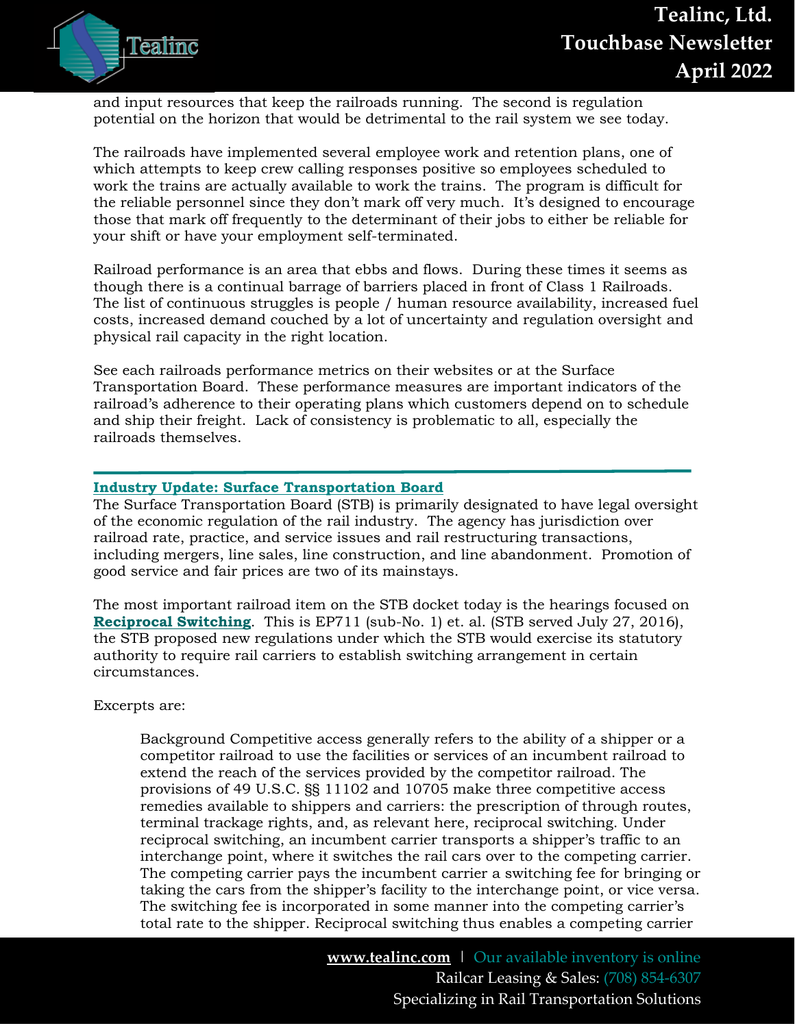and input resources that keep the railroads running. The second is regulation potential on the horizon that would be detrimental to the rail system we see today.

The railroads have implemented several employee work and retention plans, one of which attempts to keep crew calling responses positive so employees scheduled to work the trains are actually available to work the trains. The program is difficult for the reliable personnel since they don't mark off very much. It's designed to encourage those that mark off frequently to the determinant of their jobs to either be reliable for your shift or have your employment self-terminated.

Railroad performance is an area that ebbs and flows. During these times it seems as though there is a continual barrage of barriers placed in front of Class 1 Railroads. The list of continuous struggles is people / human resource availability, increased fuel costs, increased demand couched by a lot of uncertainty and regulation oversight and physical rail capacity in the right location.

See each railroads performance metrics on their websites or at the Surface Transportation Board. These performance measures are important indicators of the railroad's adherence to their operating plans which customers depend on to schedule and ship their freight. Lack of consistency is problematic to all, especially the railroads themselves.

---

## Industry Update: Surface Transportation Board

The Surface Transportation Board (STB) is primarily designated to have legal oversight of the economic regulation of the rail industry. The agency has jurisdiction over railroad rate, practice, and service issues and rail restructuring transactions, including mergers, line sales, line construction, and line abandonment. Promotion of good service and fair prices are two of its mainstays.

The most important railroad item on the STB docket today is the hearings focused on **Reciprocal Switching**. This is EP711 (sub-No. 1) et. al. (STB served July 27, 2016), the STB proposed new regulations under which the STB would exercise its statutory authority to require rail carriers to establish switching arrangement in certain circumstances.

Excerpts are:

> Background Competitive access generally refers to the ability of a shipper or a competitor railroad to use the facilities or services of an incumbent railroad to extend the reach of the services provided by the competitor railroad. The provisions of 49 U.S.C. §§ 11102 and 10705 make three competitive access remedies available to shippers and carriers: the prescription of through routes, terminal trackage rights, and, as relevant here, reciprocal switching. Under reciprocal switching, an incumbent carrier transports a shipper's traffic to an interchange point, where it switches the rail cars over to the competing carrier. The competing carrier pays the incumbent carrier a switching fee for bringing or taking the cars from the shipper's facility to the interchange point, or vice versa. The switching fee is incorporated in some manner into the competing carrier's total rate to the shipper. Reciprocal switching thus enables a competing carrier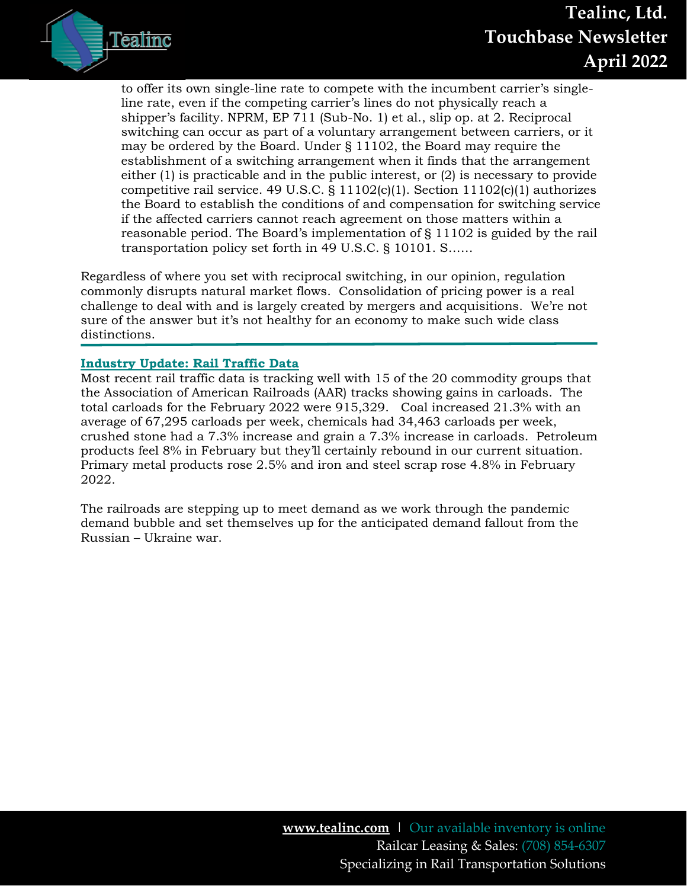> to offer its own single-line rate to compete with the incumbent carrier's single-line rate, even if the competing carrier's lines do not physically reach a shipper's facility. NPRM, EP 711 (Sub-No. 1) et al., slip op. at 2. Reciprocal switching can occur as part of a voluntary arrangement between carriers, or it may be ordered by the Board. Under § 11102, the Board may require the establishment of a switching arrangement when it finds that the arrangement either (1) is practicable and in the public interest, or (2) is necessary to provide competitive rail service. 49 U.S.C. § 11102(c)(1). Section 11102(c)(1) authorizes the Board to establish the conditions of and compensation for switching service if the affected carriers cannot reach agreement on those matters within a reasonable period. The Board's implementation of § 11102 is guided by the rail transportation policy set forth in 49 U.S.C. § 10101. S……

Regardless of where you set with reciprocal switching, in our opinion, regulation commonly disrupts natural market flows. Consolidation of pricing power is a real challenge to deal with and is largely created by mergers and acquisitions. We're not sure of the answer but it's not healthy for an economy to make such wide class distinctions.

---

## Industry Update: Rail Traffic Data

Most recent rail traffic data is tracking well with 15 of the 20 commodity groups that the Association of American Railroads (AAR) tracks showing gains in carloads. The total carloads for the February 2022 were 915,329. Coal increased 21.3% with an average of 67,295 carloads per week, chemicals had 34,463 carloads per week, crushed stone had a 7.3% increase and grain a 7.3% increase in carloads. Petroleum products feel 8% in February but they'll certainly rebound in our current situation. Primary metal products rose 2.5% and iron and steel scrap rose 4.8% in February 2022.

The railroads are stepping up to meet demand as we work through the pandemic demand bubble and set themselves up for the anticipated demand fallout from the Russian – Ukraine war.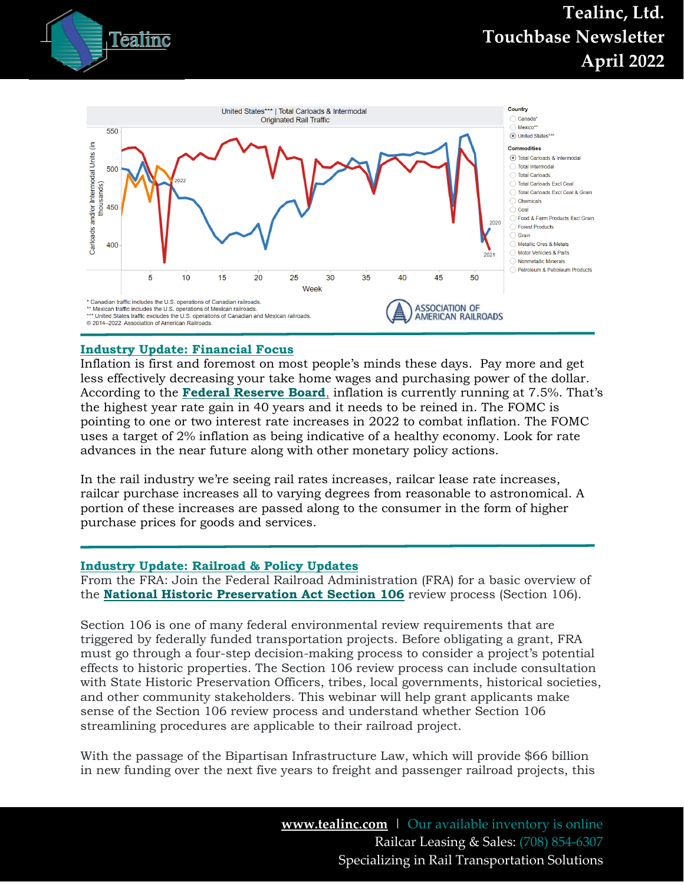## Industry Update: Financial Focus

Inflation is first and foremost on most people's minds these days. Pay more and get less effectively decreasing your take home wages and purchasing power of the dollar. According to the **Federal Reserve Board**, inflation is currently running at 7.5%. That's the highest year rate gain in 40 years and it needs to be reined in. The FOMC is pointing to one or two interest rate increases in 2022 to combat inflation. The FOMC uses a target of 2% inflation as being indicative of a healthy economy. Look for rate advances in the near future along with other monetary policy actions.

In the rail industry we're seeing rail rates increases, railcar lease rate increases, railcar purchase increases all to varying degrees from reasonable to astronomical. A portion of these increases are passed along to the consumer in the form of higher purchase prices for goods and services.

## Industry Update: Railroad & Policy Updates

From the FRA: Join the Federal Railroad Administration (FRA) for a basic overview of the **National Historic Preservation Act Section 106** review process (Section 106).

Section 106 is one of many federal environmental review requirements that are triggered by federally funded transportation projects. Before obligating a grant, FRA must go through a four-step decision-making process to consider a project's potential effects to historic properties. The Section 106 review process can include consultation with State Historic Preservation Officers, tribes, local governments, historical societies, and other community stakeholders. This webinar will help grant applicants make sense of the Section 106 review process and understand whether Section 106 streamlining procedures are applicable to their railroad project.

With the passage of the Bipartisan Infrastructure Law, which will provide $66 billion in new funding over the next five years to freight and passenger railroad projects, this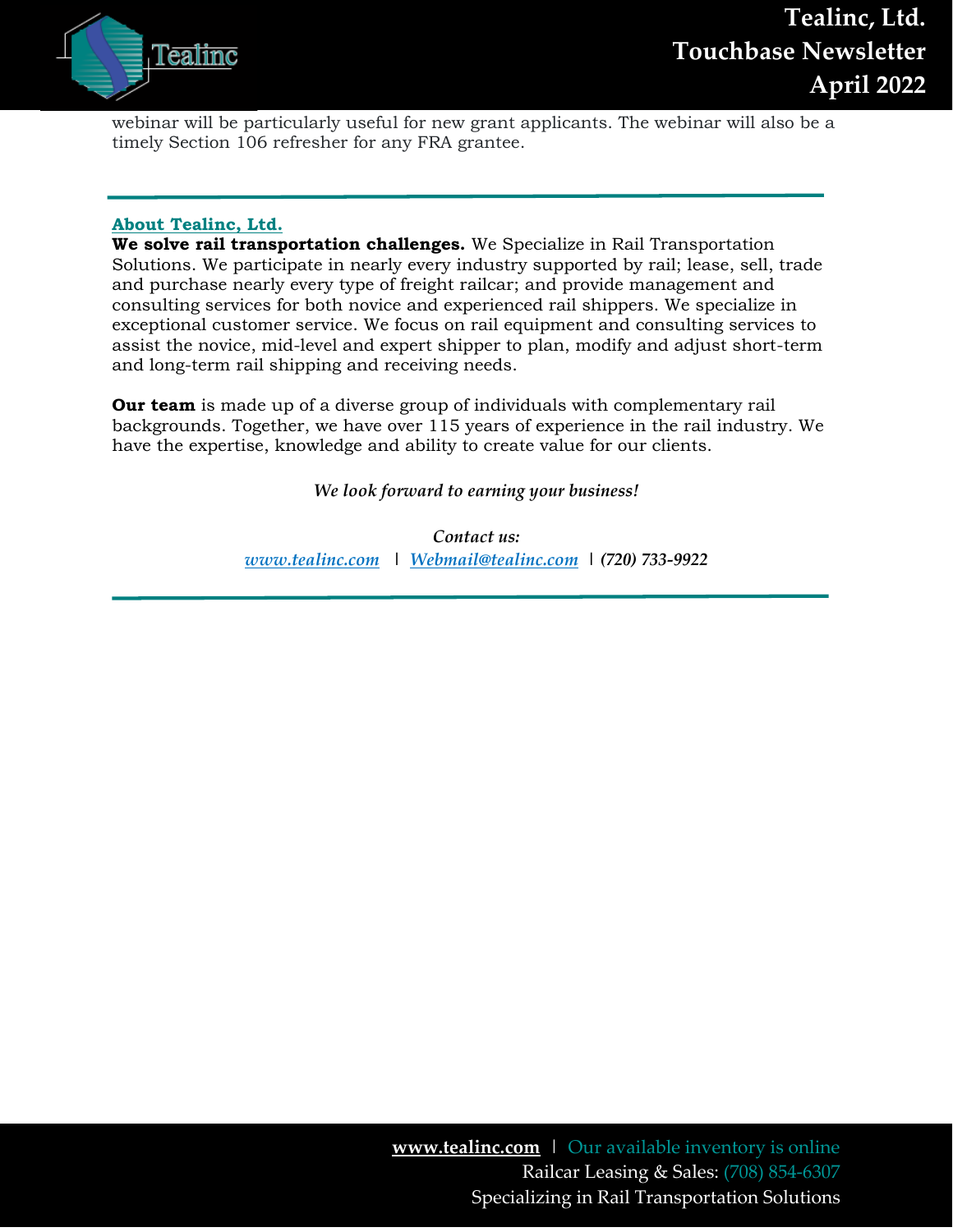webinar will be particularly useful for new grant applicants. The webinar will also be a timely Section 106 refresher for any FRA grantee.

---

## About Tealinc, Ltd.

**We solve rail transportation challenges.** We Specialize in Rail Transportation Solutions. We participate in nearly every industry supported by rail; lease, sell, trade and purchase nearly every type of freight railcar; and provide management and consulting services for both novice and experienced rail shippers. We specialize in exceptional customer service. We focus on rail equipment and consulting services to assist the novice, mid-level and expert shipper to plan, modify and adjust short-term and long-term rail shipping and receiving needs.

**Our team** is made up of a diverse group of individuals with complementary rail backgrounds. Together, we have over 115 years of experience in the rail industry. We have the expertise, knowledge and ability to create value for our clients.

*We look forward to earning your business!*

*Contact us:*
*www.tealinc.com* | *Webmail@tealinc.com* | *(720) 733-9922*

---